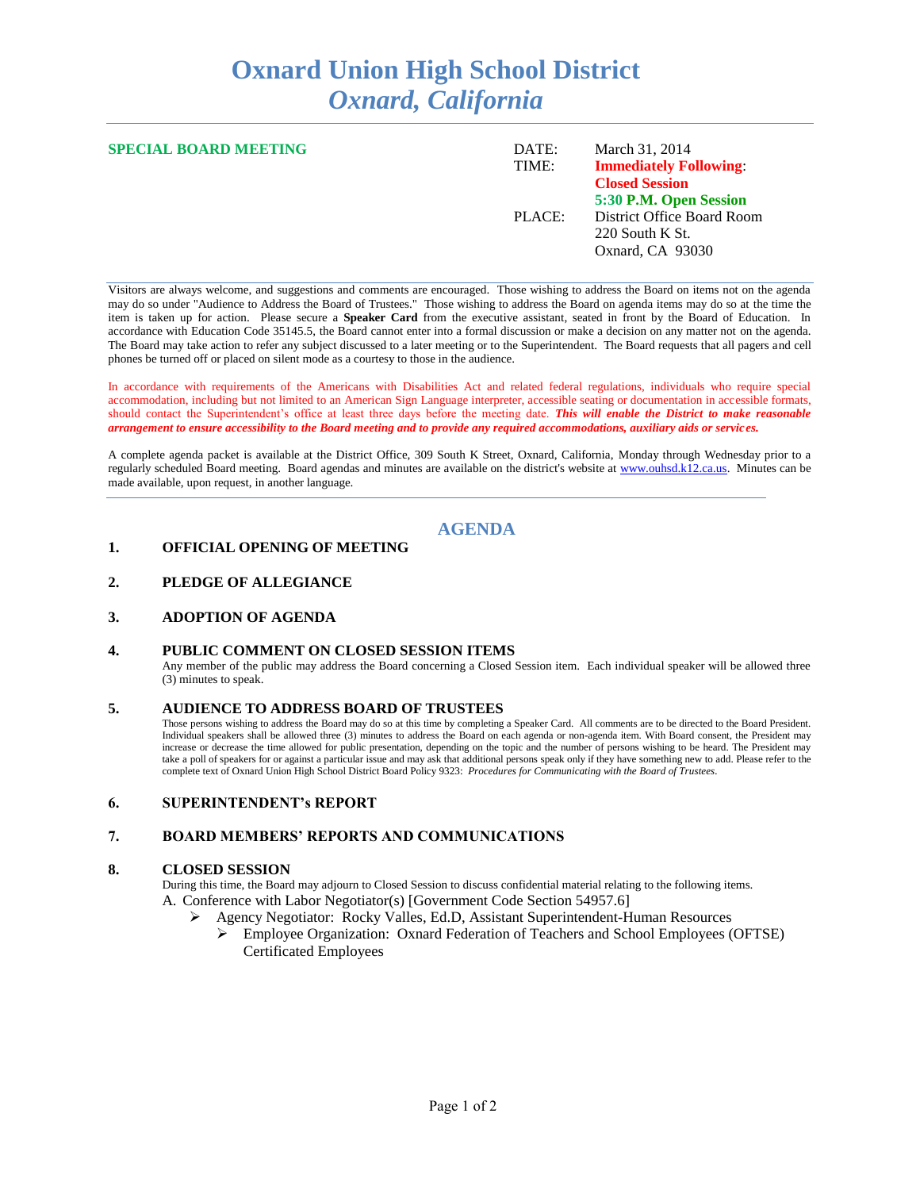# Oxnard Union High School District
## *Oxnard, California*

**SPECIAL BOARD MEETING**

DATE: March 31, 2014
TIME: **Immediately Following: Closed Session**
**5:30 P.M. Open Session**
PLACE: District Office Board Room
220 South K St.
Oxnard, CA 93030

Visitors are always welcome, and suggestions and comments are encouraged. Those wishing to address the Board on items not on the agenda may do so under "Audience to Address the Board of Trustees." Those wishing to address the Board on agenda items may do so at the time the item is taken up for action. Please secure a **Speaker Card** from the executive assistant, seated in front by the Board of Education. In accordance with Education Code 35145.5, the Board cannot enter into a formal discussion or make a decision on any matter not on the agenda. The Board may take action to refer any subject discussed to a later meeting or to the Superintendent. The Board requests that all pagers and cell phones be turned off or placed on silent mode as a courtesy to those in the audience.

In accordance with requirements of the Americans with Disabilities Act and related federal regulations, individuals who require special accommodation, including but not limited to an American Sign Language interpreter, accessible seating or documentation in accessible formats, should contact the Superintendent's office at least three days before the meeting date. ***This will enable the District to make reasonable arrangement to ensure accessibility to the Board meeting and to provide any required accommodations, auxiliary aids or services.***

A complete agenda packet is available at the District Office, 309 South K Street, Oxnard, California, Monday through Wednesday prior to a regularly scheduled Board meeting. Board agendas and minutes are available on the district's website at www.ouhsd.k12.ca.us. Minutes can be made available, upon request, in another language.

## AGENDA

**1. OFFICIAL OPENING OF MEETING**

**2. PLEDGE OF ALLEGIANCE**

**3. ADOPTION OF AGENDA**

**4. PUBLIC COMMENT ON CLOSED SESSION ITEMS**

Any member of the public may address the Board concerning a Closed Session item. Each individual speaker will be allowed three (3) minutes to speak.

**5. AUDIENCE TO ADDRESS BOARD OF TRUSTEES**

Those persons wishing to address the Board may do so at this time by completing a Speaker Card. All comments are to be directed to the Board President. Individual speakers shall be allowed three (3) minutes to address the Board on each agenda or non-agenda item. With Board consent, the President may increase or decrease the time allowed for public presentation, depending on the topic and the number of persons wishing to be heard. The President may take a poll of speakers for or against a particular issue and may ask that additional persons speak only if they have something new to add. Please refer to the complete text of Oxnard Union High School District Board Policy 9323: *Procedures for Communicating with the Board of Trustees*.

**6. SUPERINTENDENT's REPORT**

**7. BOARD MEMBERS' REPORTS AND COMMUNICATIONS**

**8. CLOSED SESSION**

During this time, the Board may adjourn to Closed Session to discuss confidential material relating to the following items.

A. Conference with Labor Negotiator(s) [Government Code Section 54957.6]
- Agency Negotiator: Rocky Valles, Ed.D, Assistant Superintendent-Human Resources
  - Employee Organization: Oxnard Federation of Teachers and School Employees (OFTSE) Certificated Employees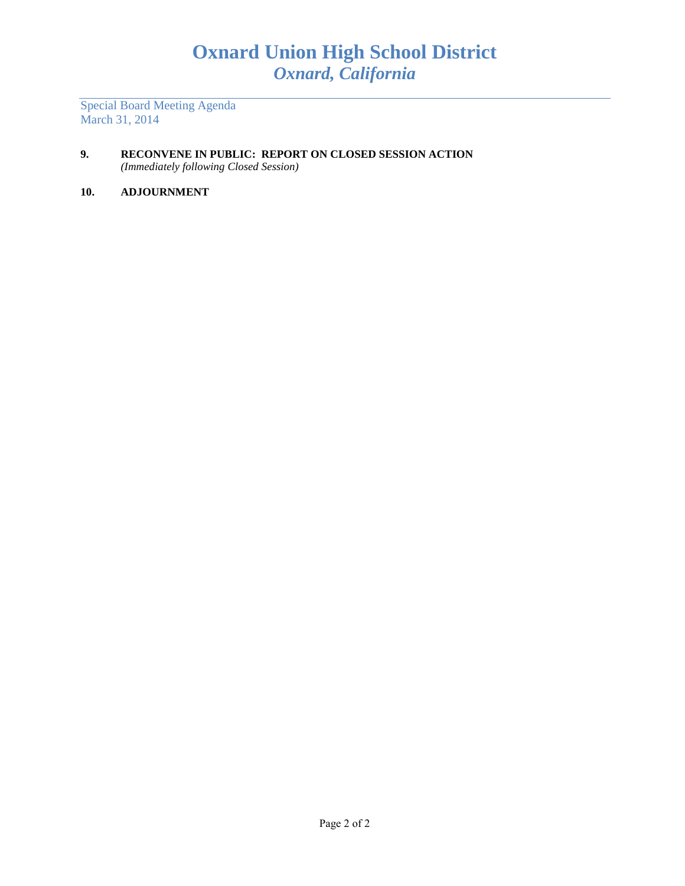**9. RECONVENE IN PUBLIC: REPORT ON CLOSED SESSION ACTION**
*(Immediately following Closed Session)*

**10. ADJOURNMENT**